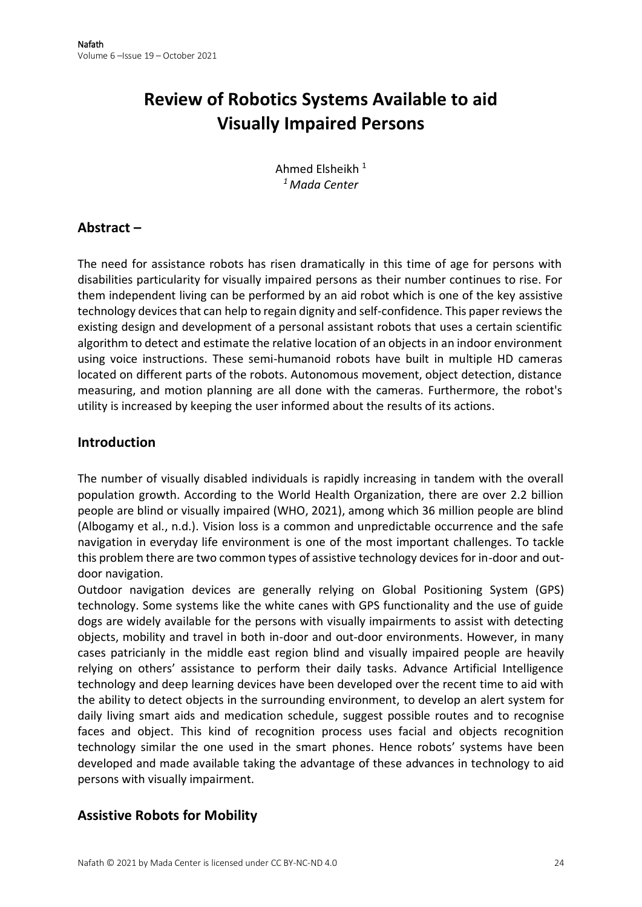# Review of Robotics Systems Available to aid Visually Impaired Persons

Ahmed Elsheikh [1]

[1] *Mada Center*

## Abstract –

The need for assistance robots has risen dramatically in this time of age for persons with disabilities particularity for visually impaired persons as their number continues to rise. For them independent living can be performed by an aid robot which is one of the key assistive technology devices that can help to regain dignity and self-confidence. This paper reviews the existing design and development of a personal assistant robots that uses a certain scientific algorithm to detect and estimate the relative location of an objects in an indoor environment using voice instructions. These semi-humanoid robots have built in multiple HD cameras located on different parts of the robots. Autonomous movement, object detection, distance measuring, and motion planning are all done with the cameras. Furthermore, the robot's utility is increased by keeping the user informed about the results of its actions.

## Introduction

The number of visually disabled individuals is rapidly increasing in tandem with the overall population growth. According to the World Health Organization, there are over 2.2 billion people are blind or visually impaired (WHO, 2021), among which 36 million people are blind (Albogamy et al., n.d.). Vision loss is a common and unpredictable occurrence and the safe navigation in everyday life environment is one of the most important challenges. To tackle this problem there are two common types of assistive technology devices for in-door and out-door navigation.

Outdoor navigation devices are generally relying on Global Positioning System (GPS) technology. Some systems like the white canes with GPS functionality and the use of guide dogs are widely available for the persons with visually impairments to assist with detecting objects, mobility and travel in both in-door and out-door environments. However, in many cases patricianly in the middle east region blind and visually impaired people are heavily relying on others' assistance to perform their daily tasks. Advance Artificial Intelligence technology and deep learning devices have been developed over the recent time to aid with the ability to detect objects in the surrounding environment, to develop an alert system for daily living smart aids and medication schedule, suggest possible routes and to recognise faces and object. This kind of recognition process uses facial and objects recognition technology similar the one used in the smart phones. Hence robots' systems have been developed and made available taking the advantage of these advances in technology to aid persons with visually impairment.

## Assistive Robots for Mobility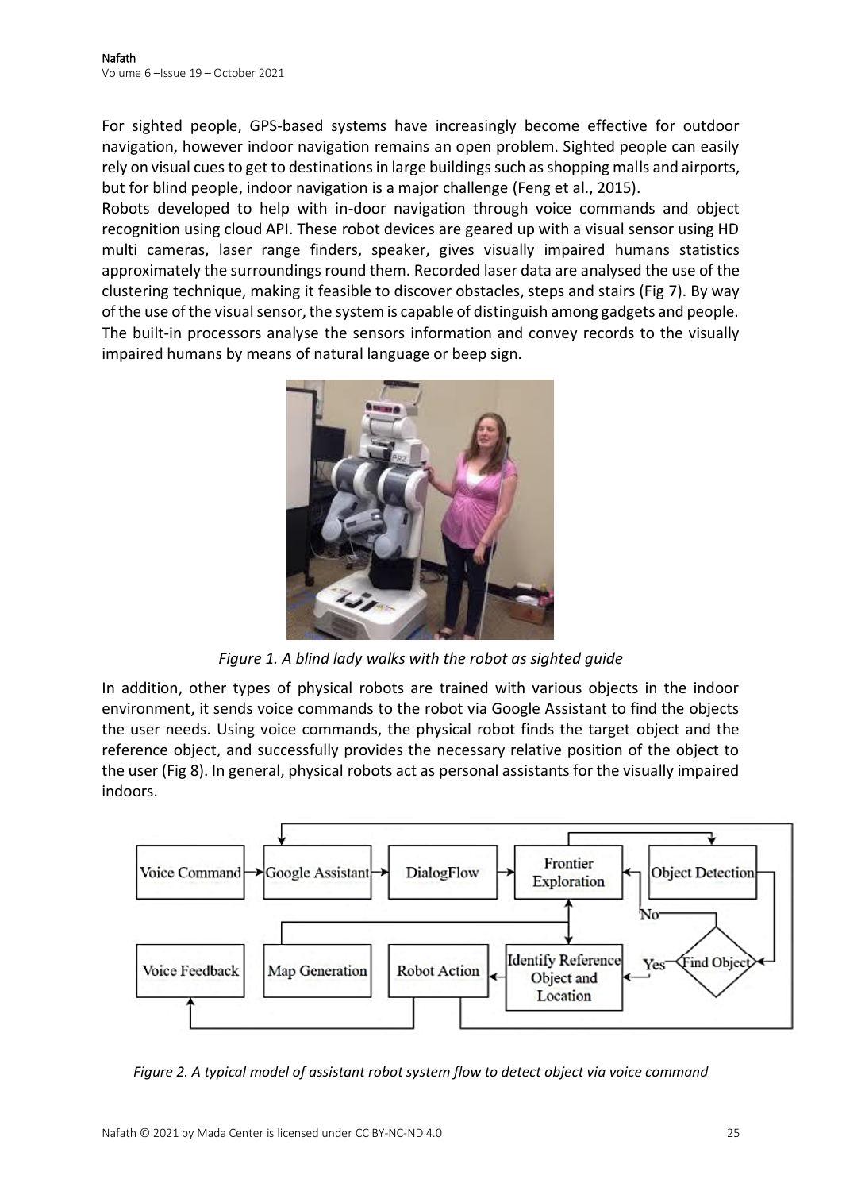For sighted people, GPS-based systems have increasingly become effective for outdoor navigation, however indoor navigation remains an open problem. Sighted people can easily rely on visual cues to get to destinations in large buildings such as shopping malls and airports, but for blind people, indoor navigation is a major challenge (Feng et al., 2015).

Robots developed to help with in-door navigation through voice commands and object recognition using cloud API. These robot devices are geared up with a visual sensor using HD multi cameras, laser range finders, speaker, gives visually impaired humans statistics approximately the surroundings round them. Recorded laser data are analysed the use of the clustering technique, making it feasible to discover obstacles, steps and stairs (Fig 7). By way of the use of the visual sensor, the system is capable of distinguish among gadgets and people. The built-in processors analyse the sensors information and convey records to the visually impaired humans by means of natural language or beep sign.

*Figure 1. A blind lady walks with the robot as sighted guide*

In addition, other types of physical robots are trained with various objects in the indoor environment, it sends voice commands to the robot via Google Assistant to find the objects the user needs. Using voice commands, the physical robot finds the target object and the reference object, and successfully provides the necessary relative position of the object to the user (Fig 8). In general, physical robots act as personal assistants for the visually impaired indoors.

*Figure 2. A typical model of assistant robot system flow to detect object via voice command*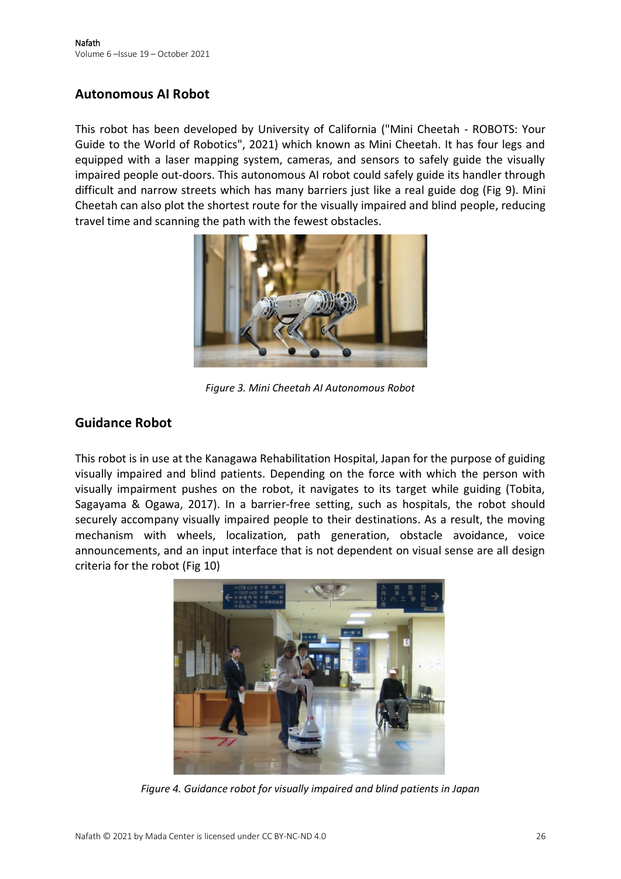## Autonomous AI Robot

This robot has been developed by University of California ("Mini Cheetah - ROBOTS: Your Guide to the World of Robotics", 2021) which known as Mini Cheetah. It has four legs and equipped with a laser mapping system, cameras, and sensors to safely guide the visually impaired people out-doors. This autonomous AI robot could safely guide its handler through difficult and narrow streets which has many barriers just like a real guide dog (Fig 9). Mini Cheetah can also plot the shortest route for the visually impaired and blind people, reducing travel time and scanning the path with the fewest obstacles.

*Figure 3. Mini Cheetah AI Autonomous Robot*

## Guidance Robot

This robot is in use at the Kanagawa Rehabilitation Hospital, Japan for the purpose of guiding visually impaired and blind patients. Depending on the force with which the person with visually impairment pushes on the robot, it navigates to its target while guiding (Tobita, Sagayama & Ogawa, 2017). In a barrier-free setting, such as hospitals, the robot should securely accompany visually impaired people to their destinations. As a result, the moving mechanism with wheels, localization, path generation, obstacle avoidance, voice announcements, and an input interface that is not dependent on visual sense are all design criteria for the robot (Fig 10)

*Figure 4. Guidance robot for visually impaired and blind patients in Japan*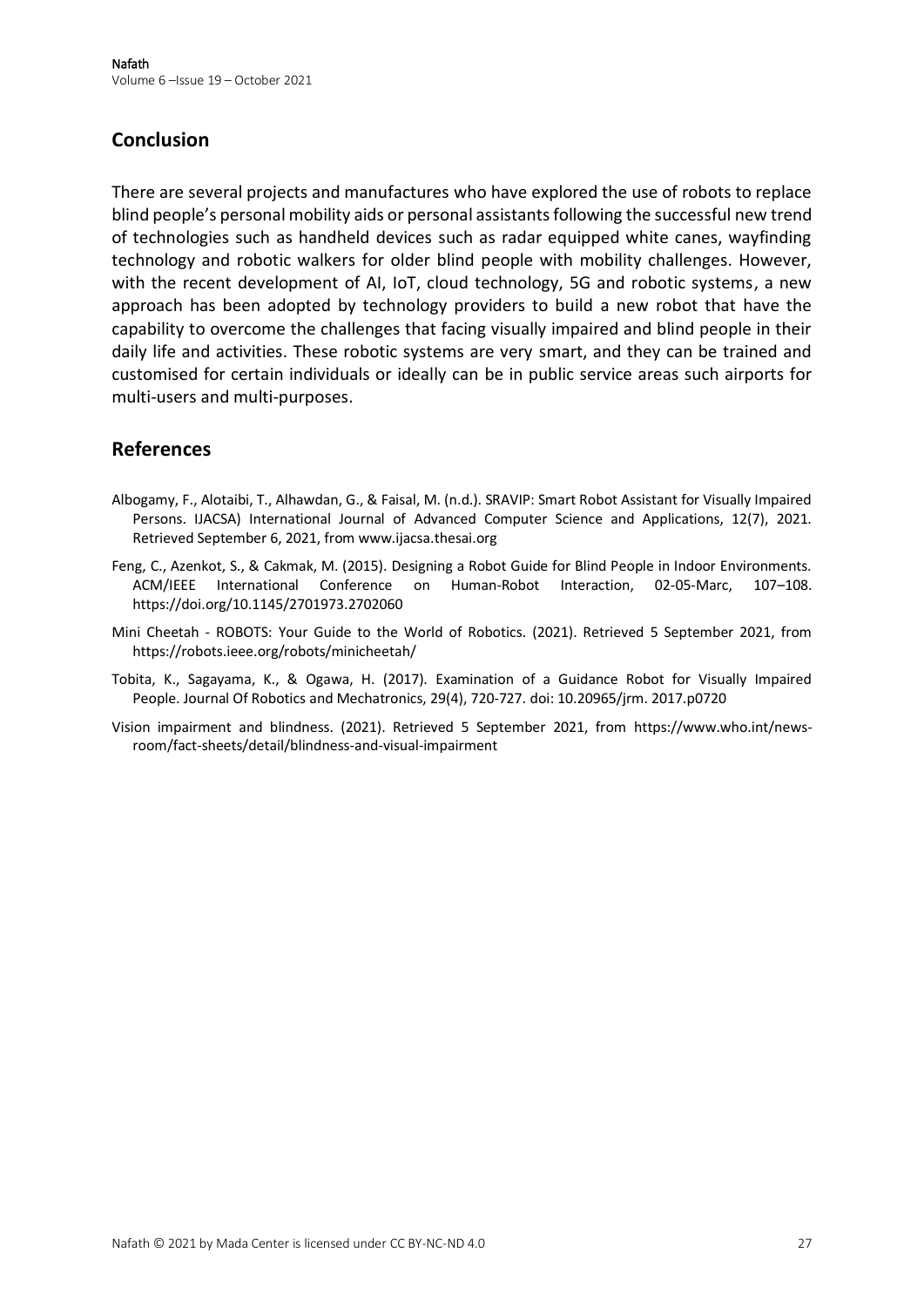## Conclusion

There are several projects and manufactures who have explored the use of robots to replace blind people's personal mobility aids or personal assistants following the successful new trend of technologies such as handheld devices such as radar equipped white canes, wayfinding technology and robotic walkers for older blind people with mobility challenges. However, with the recent development of AI, IoT, cloud technology, 5G and robotic systems, a new approach has been adopted by technology providers to build a new robot that have the capability to overcome the challenges that facing visually impaired and blind people in their daily life and activities. These robotic systems are very smart, and they can be trained and customised for certain individuals or ideally can be in public service areas such airports for multi-users and multi-purposes.

## References

Albogamy, F., Alotaibi, T., Alhawdan, G., & Faisal, M. (n.d.). SRAVIP: Smart Robot Assistant for Visually Impaired Persons. IJACSA) International Journal of Advanced Computer Science and Applications, 12(7), 2021. Retrieved September 6, 2021, from www.ijacsa.thesai.org

Feng, C., Azenkot, S., & Cakmak, M. (2015). Designing a Robot Guide for Blind People in Indoor Environments. ACM/IEEE International Conference on Human-Robot Interaction, 02-05-Marc, 107–108. https://doi.org/10.1145/2701973.2702060

Mini Cheetah - ROBOTS: Your Guide to the World of Robotics. (2021). Retrieved 5 September 2021, from https://robots.ieee.org/robots/minicheetah/

Tobita, K., Sagayama, K., & Ogawa, H. (2017). Examination of a Guidance Robot for Visually Impaired People. Journal Of Robotics and Mechatronics, 29(4), 720-727. doi: 10.20965/jrm. 2017.p0720

Vision impairment and blindness. (2021). Retrieved 5 September 2021, from https://www.who.int/news-room/fact-sheets/detail/blindness-and-visual-impairment